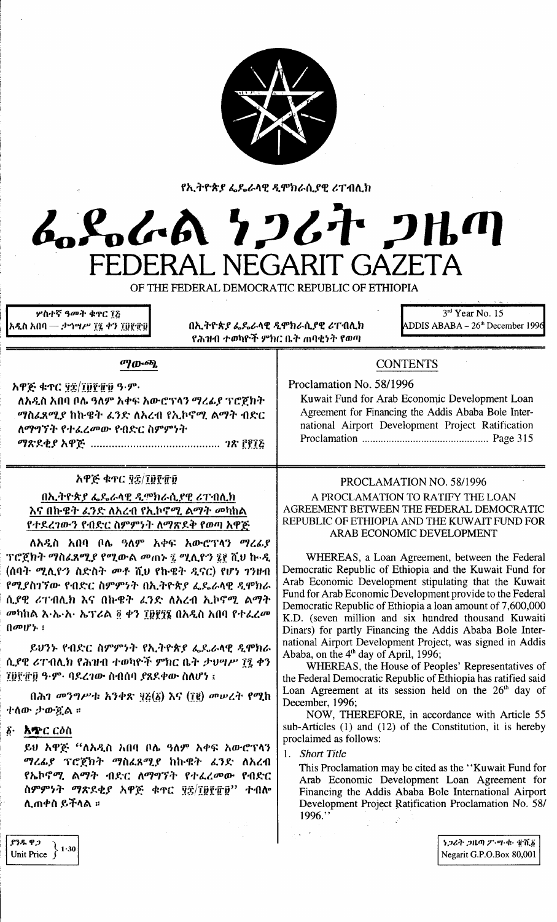የኢትዮጵያ ፌዴራላዊ ዲሞክራሲያዊ ሪፐብሊክ

# ፌዴራል ነጋሪት ጋዜጣ
# FEDERAL NEGARIT GAZETA
OF THE FEDERAL DEMOCRATIC REPUBLIC OF ETHIOPIA

ሦስተኛ ዓመት ቁጥር ፲፭
አዲስ አበባ — ታኅሣሥ ፲፯ ቀን ፲፱፻፹፱

በኢትዮጵያ ፌዴራላዊ ዲሞክራሲያዊ ሪፐብሊክ የሕዝብ ተወካዮች ምክር ቤት ጠባቂነት የወጣ

3rd Year No. 15
ADDIS ABABA – 26th December 1996

## ማውጫ

አዋጅ ቁጥር ፶፰/፲፱፻፹፱ ዓ.ም.
ለአዲስ አበባ ቦሌ ዓለም አቀፍ አውሮፕላን ማረፊያ ፕሮጀክት ማስፈጸሚያ ከኩዌት ፈንድ ለአረብ የኢኮኖሚ ልማት ብድር ለማግኘት የተፈረመው የብድር ስምምነት ማጽደቂያ አዋጅ ........................................ ገጽ ፫፻፲፭

## CONTENTS

Proclamation No. 58/1996
Kuwait Fund for Arab Economic Development Loan Agreement for Financing the Addis Ababa Bole International Airport Development Project Ratification Proclamation ............................................ Page 315

### አዋጅ ቁጥር ፶፰/፲፱፻፹፱

በኢትዮጵያ ፌዴራላዊ ዲሞክራሲያዊ ሪፐብሊክ እና በኩዌት ፈንድ ለአረብ የኢኮኖሚ ልማት መካከል የተደረገውን የብድር ስምምነት ለማጽደቅ የወጣ አዋጅ

ለአዲስ አበባ ቦሌ ዓለም አቀፍ አውሮፕላን ማረፊያ ፕሮጀክት ማስፈጸሚያ የሚውል መጠኑ ፯ ሚሊዮን ፮፻ ሺህ ኩ.ዲ (ሰባት ሚሊዮን ስድስት መቶ ሺህ የኩዌት ዲናር) የሆነ ገንዘብ የሚያስገኘው የብድር ስምምነት በኢትዮጵያ ፌዴራላዊ ዲሞክራሲያዊ ሪፐብሊክ እና በኩዌት ፈንድ ለአረብ ኢኮኖሚ ልማት መካከል እ.ኤ.አ. ኤፕሪል ፬ ቀን ፲፱፻፺፮ በአዲስ አበባ የተፈረመ በመሆኑ ፤

ይህንኑ የብድር ስምምነት የኢትዮጵያ ፌዴራላዊ ዲሞክራሲያዊ ሪፐብሊክ የሕዝብ ተወካዮች ምክር ቤት ታህሣሥ ፲፯ ቀን ፲፱፻፹፱ ዓ.ም. ባደረገው ስብሰባ ያጸደቀው ስለሆነ ፤

በሕገ መንግሥቱ አንቀጽ ፶፭(፩) እና (፲፪) መሠረት የሚከተለው ታውጇል ።

፩. **አጭር ርዕስ**

ይህ አዋጅ "ለአዲስ አበባ ቦሌ ዓለም አቀፍ አውሮፕላን ማረፊያ ፕሮጀክት ማስፈጸሚያ ከኩዌት ፈንድ ለአረብ የኤኮኖሚ ልማት ብድር ለማግኘት የተፈረመው የብድር ስምምነት ማጽደቂያ አዋጅ ቁጥር ፶፰/፲፱፻፹፱" ተብሎ ሊጠቀስ ይችላል ።

### PROCLAMATION NO. 58/1996

A PROCLAMATION TO RATIFY THE LOAN AGREEMENT BETWEEN THE FEDERAL DEMOCRATIC REPUBLIC OF ETHIOPIA AND THE KUWAIT FUND FOR ARAB ECONOMIC DEVELOPMENT

WHEREAS, a Loan Agreement, between the Federal Democratic Republic of Ethiopia and the Kuwait Fund for Arab Economic Development stipulating that the Kuwait Fund for Arab Economic Development provide to the Federal Democratic Republic of Ethiopia a loan amount of 7,600,000 K.D. (seven million and six hundred thousand Kuwaiti Dinars) for partly Financing the Addis Ababa Bole International Airport Development Project, was signed in Addis Ababa, on the 4th day of April, 1996;

WHEREAS, the House of Peoples' Representatives of the Federal Democratic Republic of Ethiopia has ratified said Loan Agreement at its session held on the 26th day of December, 1996;

NOW, THEREFORE, in accordance with Article 55 sub-Articles (1) and (12) of the Constitution, it is hereby proclaimed as follows:

1. *Short Title*

This Proclamation may be cited as the "Kuwait Fund for Arab Economic Development Loan Agreement for Financing the Addis Ababa Bole International Airport Development Project Ratification Proclamation No. 58/1996."

ያንዱ ዋጋ
Unit Price 1.30

ነጋሪት ጋዜጣ ፖ.ሣ.ቁ. ፹ሺ፩
Negarit G.P.O.Box 80,001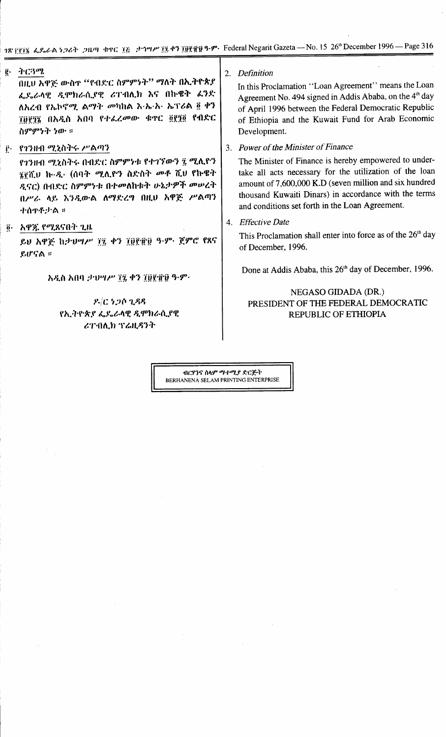፪· ትርጓሜ

በዚህ አዋጅ ውስጥ "የብድር ስምምነት" ማለት በኢትዮጵያ ፌዴራላዊ ዲሞክራሲያዊ ሪፐብሊክ እና በኩዌት ፈንድ ለአረብ የኤኮኖሚ ልማት መካከል እ·ኤ·አ· ኤፕሪል ፬ ቀን ፲፱፻፺፮ በአዲስ አበባ የተፈረመው ቁጥር ፬፻፺፬ የብድር ስምምነት ነው ።

፫· የገንዘብ ሚኒስትሩ ሥልጣን

የገንዘብ ሚኒስትሩ በብድር ስምምነቱ የተገኘውን ፯ ሚሊዮን ፮፻ሺህ ኩ·ዲ· (ሰባት ሚሊዮን ስድስት መቶ ሺህ የኩዌት ዲናር) በብድር ስምምነቱ በተመለከቱት ሁኔታዎች መሠረት በሥራ ላይ እንዲውል ለማድረግ በዚህ አዋጅ ሥልጣን ተሰጥቶታል ።

፬· አዋጁ የሚጸናበት ጊዜ

ይህ አዋጅ ከታህሣሥ ፲፯ ቀን ፲፱፻፹፱ ዓ·ም· ጀምሮ የጸና ይሆናል ።

አዲስ አበባ ታህሣሥ ፲፯ ቀን ፲፱፻፹፱ ዓ·ም·

ዶ/ር ነጋሶ ጊዳዳ
የኢትዮጵያ ፌዴራላዊ ዲሞክራሲያዊ ሪፐብሊክ ፕሬዚዳንት

2. *Definition*

In this Proclamation "Loan Agreement" means the Loan Agreement No. 494 signed in Addis Ababa, on the 4th day of April 1996 between the Federal Democratic Republic of Ethiopia and the Kuwait Fund for Arab Economic Development.

3. *Power of the Minister of Finance*

The Minister of Finance is hereby empowered to undertake all acts necessary for the utilization of the loan amount of 7,600,000 K.D (seven million and six hundred thousand Kuwaiti Dinars) in accordance with the terms and conditions set forth in the Loan Agreement.

4. *Effective Date*

This Proclamation shall enter into force as of the 26th day of December, 1996.

Done at Addis Ababa, this 26th day of December, 1996.

NEGASO GIDADA (DR.)
PRESIDENT OF THE FEDERAL DEMOCRATIC REPUBLIC OF ETHIOPIA

ብርሃንና ሰላም ማተሚያ ድርጅት
BERHANENA SELAM PRINTING ENTERPRISE